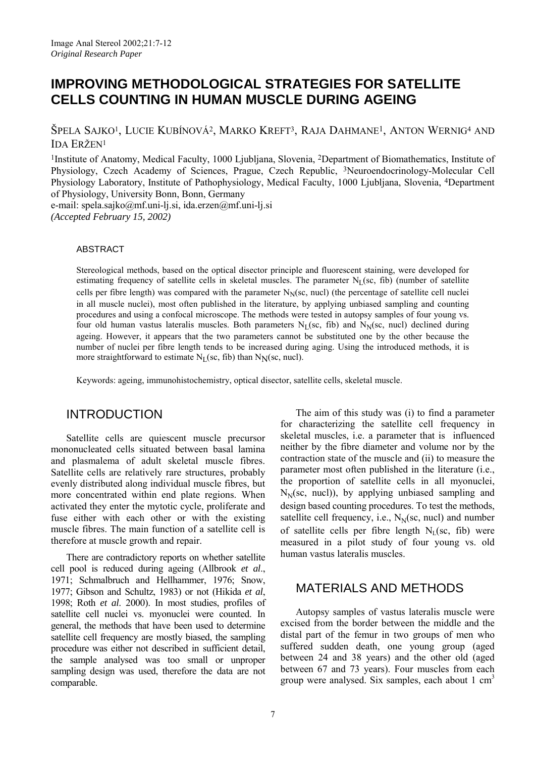*Original Research Paper*

# IMPROVING METHODOLOGICAL STRATEGIES FOR SATELLITE CELLS COUNTING IN HUMAN MUSCLE DURING AGEING

ŠPELA SAJKO[1], LUCIE KUBÍNOVÁ[2], MARKO KREFT[3], RAJA DAHMANE[1], ANTON WERNIG[4] AND IDA ERŽEN[1]

[1]Institute of Anatomy, Medical Faculty, 1000 Ljubljana, Slovenia, [2]Department of Biomathematics, Institute of Physiology, Czech Academy of Sciences, Prague, Czech Republic, [3]Neuroendocrinology-Molecular Cell Physiology Laboratory, Institute of Pathophysiology, Medical Faculty, 1000 Ljubljana, Slovenia, [4]Department of Physiology, University Bonn, Bonn, Germany

e-mail: spela.sajko@mf.uni-lj.si, ida.erzen@mf.uni-lj.si

*(Accepted February 15, 2002)*

## ABSTRACT

Stereological methods, based on the optical disector principle and fluorescent staining, were developed for estimating frequency of satellite cells in skeletal muscles. The parameter $N_L$(sc, fib) (number of satellite cells per fibre length) was compared with the parameter $N_N$(sc, nucl) (the percentage of satellite cell nuclei in all muscle nuclei), most often published in the literature, by applying unbiased sampling and counting procedures and using a confocal microscope. The methods were tested in autopsy samples of four young vs. four old human vastus lateralis muscles. Both parameters $N_L$(sc, fib) and $N_N$(sc, nucl) declined during ageing. However, it appears that the two parameters cannot be substituted one by the other because the number of nuclei per fibre length tends to be increased during aging. Using the introduced methods, it is more straightforward to estimate $N_L$(sc, fib) than $N_N$(sc, nucl).

Keywords: ageing, immunohistochemistry, optical disector, satellite cells, skeletal muscle.

## INTRODUCTION

Satellite cells are quiescent muscle precursor mononucleated cells situated between basal lamina and plasmalema of adult skeletal muscle fibres. Satellite cells are relatively rare structures, probably evenly distributed along individual muscle fibres, but more concentrated within end plate regions. When activated they enter the mytotic cycle, proliferate and fuse either with each other or with the existing muscle fibres. The main function of a satellite cell is therefore at muscle growth and repair.

There are contradictory reports on whether satellite cell pool is reduced during ageing (Allbrook *et al*., 1971; Schmalbruch and Hellhammer, 1976; Snow, 1977; Gibson and Schultz, 1983) or not (Hikida *et al*, 1998; Roth *et al*. 2000). In most studies, profiles of satellite cell nuclei vs. myonuclei were counted. In general, the methods that have been used to determine satellite cell frequency are mostly biased, the sampling procedure was either not described in sufficient detail, the sample analysed was too small or unproper sampling design was used, therefore the data are not comparable.

The aim of this study was (i) to find a parameter for characterizing the satellite cell frequency in skeletal muscles, i.e. a parameter that is influenced neither by the fibre diameter and volume nor by the contraction state of the muscle and (ii) to measure the parameter most often published in the literature (i.e., the proportion of satellite cells in all myonuclei, $N_N$(sc, nucl)), by applying unbiased sampling and design based counting procedures. To test the methods, satellite cell frequency, i.e., $N_N$(sc, nucl) and number of satellite cells per fibre length $N_L$(sc, fib) were measured in a pilot study of four young vs. old human vastus lateralis muscles.

## MATERIALS AND METHODS

Autopsy samples of vastus lateralis muscle were excised from the border between the middle and the distal part of the femur in two groups of men who suffered sudden death, one young group (aged between 24 and 38 years) and the other old (aged between 67 and 73 years). Four muscles from each group were analysed. Six samples, each about 1 $cm^3$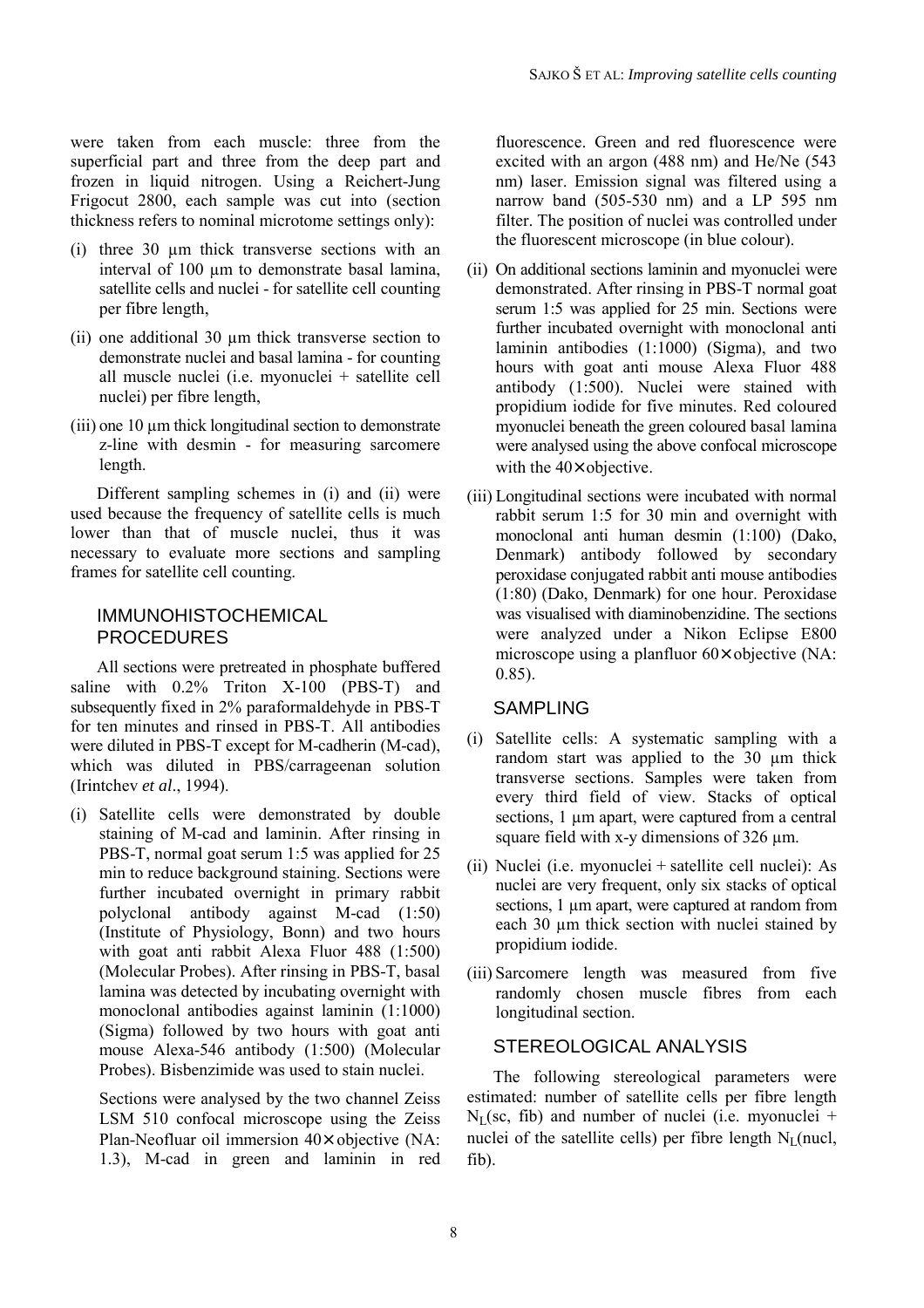were taken from each muscle: three from the superficial part and three from the deep part and frozen in liquid nitrogen. Using a Reichert-Jung Frigocut 2800, each sample was cut into (section thickness refers to nominal microtome settings only):

(i) three 30 µm thick transverse sections with an interval of 100 µm to demonstrate basal lamina, satellite cells and nuclei - for satellite cell counting per fibre length,

(ii) one additional 30 µm thick transverse section to demonstrate nuclei and basal lamina - for counting all muscle nuclei (i.e. myonuclei + satellite cell nuclei) per fibre length,

(iii) one 10 µm thick longitudinal section to demonstrate z-line with desmin - for measuring sarcomere length.

Different sampling schemes in (i) and (ii) were used because the frequency of satellite cells is much lower than that of muscle nuclei, thus it was necessary to evaluate more sections and sampling frames for satellite cell counting.

## IMMUNOHISTOCHEMICAL PROCEDURES

All sections were pretreated in phosphate buffered saline with 0.2% Triton X-100 (PBS-T) and subsequently fixed in 2% paraformaldehyde in PBS-T for ten minutes and rinsed in PBS-T. All antibodies were diluted in PBS-T except for M-cadherin (M-cad), which was diluted in PBS/carrageenan solution (Irintchev *et al*., 1994).

(i) Satellite cells were demonstrated by double staining of M-cad and laminin. After rinsing in PBS-T, normal goat serum 1:5 was applied for 25 min to reduce background staining. Sections were further incubated overnight in primary rabbit polyclonal antibody against M-cad (1:50) (Institute of Physiology, Bonn) and two hours with goat anti rabbit Alexa Fluor 488 (1:500) (Molecular Probes). After rinsing in PBS-T, basal lamina was detected by incubating overnight with monoclonal antibodies against laminin (1:1000) (Sigma) followed by two hours with goat anti mouse Alexa-546 antibody (1:500) (Molecular Probes). Bisbenzimide was used to stain nuclei.

   Sections were analysed by the two channel Zeiss LSM 510 confocal microscope using the Zeiss Plan-Neofluar oil immersion 40× objective (NA: 1.3), M-cad in green and laminin in red fluorescence. Green and red fluorescence were excited with an argon (488 nm) and He/Ne (543 nm) laser. Emission signal was filtered using a narrow band (505-530 nm) and a LP 595 nm filter. The position of nuclei was controlled under the fluorescent microscope (in blue colour).

(ii) On additional sections laminin and myonuclei were demonstrated. After rinsing in PBS-T normal goat serum 1:5 was applied for 25 min. Sections were further incubated overnight with monoclonal anti laminin antibodies (1:1000) (Sigma), and two hours with goat anti mouse Alexa Fluor 488 antibody (1:500). Nuclei were stained with propidium iodide for five minutes. Red coloured myonuclei beneath the green coloured basal lamina were analysed using the above confocal microscope with the 40× objective.

(iii) Longitudinal sections were incubated with normal rabbit serum 1:5 for 30 min and overnight with monoclonal anti human desmin (1:100) (Dako, Denmark) antibody followed by secondary peroxidase conjugated rabbit anti mouse antibodies (1:80) (Dako, Denmark) for one hour. Peroxidase was visualised with diaminobenzidine. The sections were analyzed under a Nikon Eclipse E800 microscope using a planfluor 60× objective (NA: 0.85).

## SAMPLING

(i) Satellite cells: A systematic sampling with a random start was applied to the 30 µm thick transverse sections. Samples were taken from every third field of view. Stacks of optical sections, 1 µm apart, were captured from a central square field with x-y dimensions of 326 µm.

(ii) Nuclei (i.e. myonuclei + satellite cell nuclei): As nuclei are very frequent, only six stacks of optical sections, 1 µm apart, were captured at random from each 30 µm thick section with nuclei stained by propidium iodide.

(iii) Sarcomere length was measured from five randomly chosen muscle fibres from each longitudinal section.

## STEREOLOGICAL ANALYSIS

The following stereological parameters were estimated: number of satellite cells per fibre length $N_L$(sc, fib) and number of nuclei (i.e. myonuclei + nuclei of the satellite cells) per fibre length $N_L$(nucl, fib).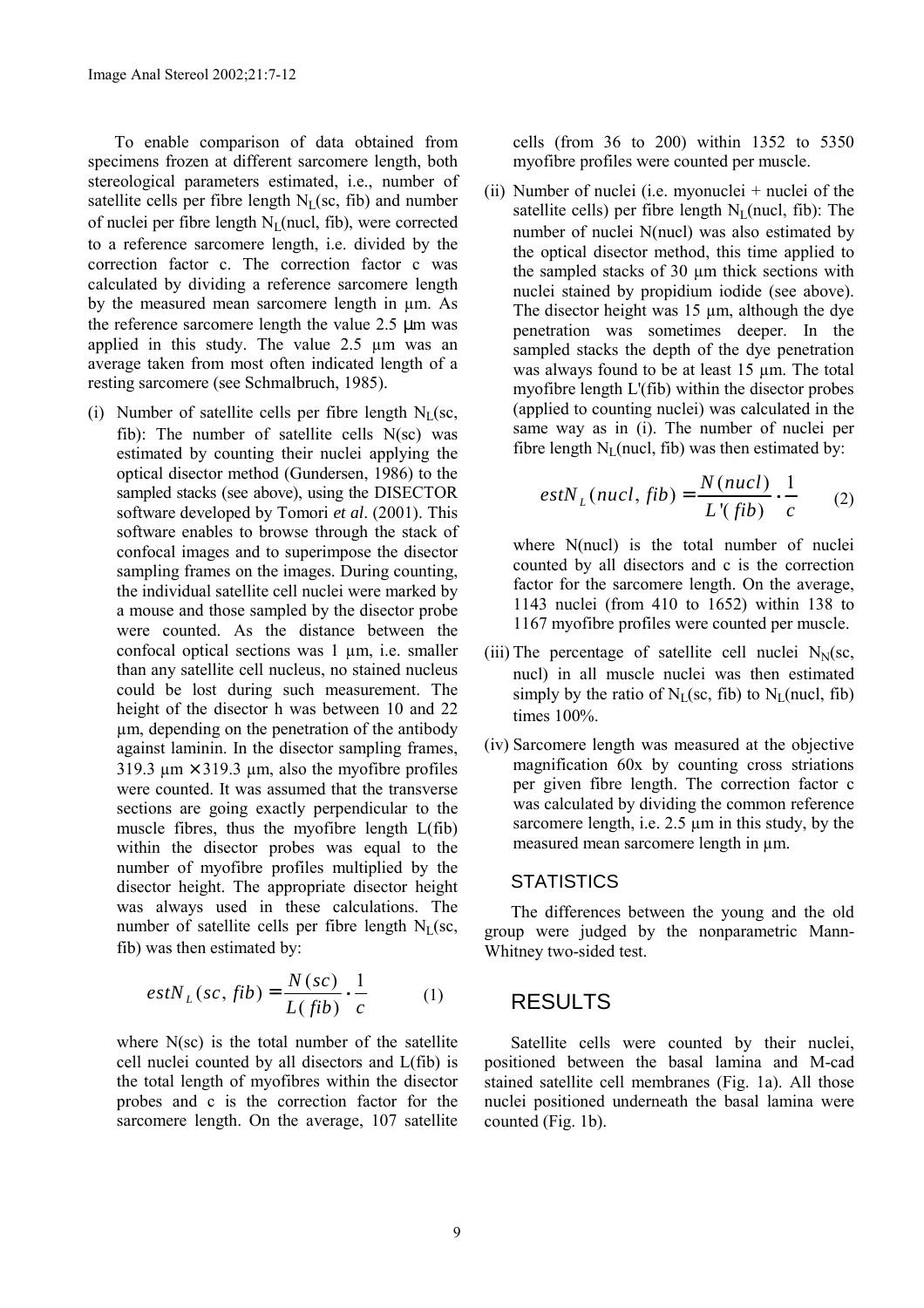To enable comparison of data obtained from specimens frozen at different sarcomere length, both stereological parameters estimated, i.e., number of satellite cells per fibre length $N_L$(sc, fib) and number of nuclei per fibre length $N_L$(nucl, fib), were corrected to a reference sarcomere length, i.e. divided by the correction factor c. The correction factor c was calculated by dividing a reference sarcomere length by the measured mean sarcomere length in µm. As the reference sarcomere length the value 2.5 µm was applied in this study. The value 2.5 µm was an average taken from most often indicated length of a resting sarcomere (see Schmalbruch, 1985).

(i) Number of satellite cells per fibre length $N_L$(sc, fib): The number of satellite cells N(sc) was estimated by counting their nuclei applying the optical disector method (Gundersen, 1986) to the sampled stacks (see above), using the DISECTOR software developed by Tomori *et al*. (2001). This software enables to browse through the stack of confocal images and to superimpose the disector sampling frames on the images. During counting, the individual satellite cell nuclei were marked by a mouse and those sampled by the disector probe were counted. As the distance between the confocal optical sections was 1 µm, i.e. smaller than any satellite cell nucleus, no stained nucleus could be lost during such measurement. The height of the disector h was between 10 and 22 µm, depending on the penetration of the antibody against laminin. In the disector sampling frames, 319.3 µm × 319.3 µm, also the myofibre profiles were counted. It was assumed that the transverse sections are going exactly perpendicular to the muscle fibres, thus the myofibre length L(fib) within the disector probes was equal to the number of myofibre profiles multiplied by the disector height. The appropriate disector height was always used in these calculations. The number of satellite cells per fibre length $N_L$(sc, fib) was then estimated by:

$$estN_L(sc,\, fib) = \frac{N(sc)}{L(fib)} \cdot \frac{1}{c} \qquad (1)$$

where N(sc) is the total number of the satellite cell nuclei counted by all disectors and L(fib) is the total length of myofibres within the disector probes and c is the correction factor for the sarcomere length. On the average, 107 satellite cells (from 36 to 200) within 1352 to 5350 myofibre profiles were counted per muscle.

(ii) Number of nuclei (i.e. myonuclei + nuclei of the satellite cells) per fibre length $N_L$(nucl, fib): The number of nuclei N(nucl) was also estimated by the optical disector method, this time applied to the sampled stacks of 30 µm thick sections with nuclei stained by propidium iodide (see above). The disector height was 15 µm, although the dye penetration was sometimes deeper. In the sampled stacks the depth of the dye penetration was always found to be at least 15 µm. The total myofibre length L'(fib) within the disector probes (applied to counting nuclei) was calculated in the same way as in (i). The number of nuclei per fibre length $N_L$(nucl, fib) was then estimated by:

$$estN_L(nucl,\, fib) = \frac{N(nucl)}{L'(fib)} \cdot \frac{1}{c} \qquad (2)$$

where N(nucl) is the total number of nuclei counted by all disectors and c is the correction factor for the sarcomere length. On the average, 1143 nuclei (from 410 to 1652) within 138 to 1167 myofibre profiles were counted per muscle.

(iii) The percentage of satellite cell nuclei $N_N$(sc, nucl) in all muscle nuclei was then estimated simply by the ratio of $N_L$(sc, fib) to $N_L$(nucl, fib) times 100%.

(iv) Sarcomere length was measured at the objective magnification 60x by counting cross striations per given fibre length. The correction factor c was calculated by dividing the common reference sarcomere length, i.e. 2.5 µm in this study, by the measured mean sarcomere length in µm.

## STATISTICS

The differences between the young and the old group were judged by the nonparametric Mann-Whitney two-sided test.

# RESULTS

Satellite cells were counted by their nuclei, positioned between the basal lamina and M-cad stained satellite cell membranes (Fig. 1a). All those nuclei positioned underneath the basal lamina were counted (Fig. 1b).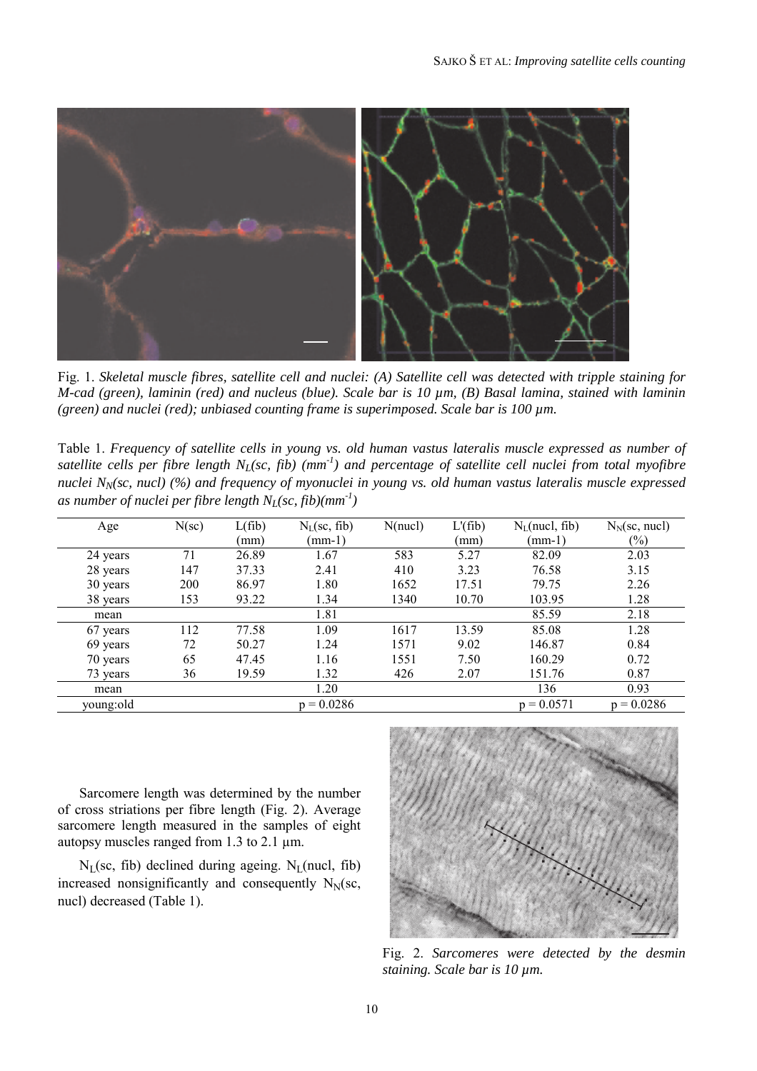Fig. 1. *Skeletal muscle fibres, satellite cell and nuclei: (A) Satellite cell was detected with tripple staining for M-cad (green), laminin (red) and nucleus (blue). Scale bar is 10 µm, (B) Basal lamina, stained with laminin (green) and nuclei (red); unbiased counting frame is superimposed. Scale bar is 100 µm.*

Table 1. *Frequency of satellite cells in young vs. old human vastus lateralis muscle expressed as number of satellite cells per fibre length $N_L(sc, fib)$ ($mm^{-1}$) and percentage of satellite cell nuclei from total myofibre nuclei $N_N(sc, nucl)$ (%) and frequency of myonuclei in young vs. old human vastus lateralis muscle expressed as number of nuclei per fibre length $N_L(sc, fib)(mm^{-1})$*

| Age | N(sc) | L(fib) (mm) | $N_L$(sc, fib) (mm-1) | N(nucl) | L'(fib) (mm) | $N_L$(nucl, fib) (mm-1) | $N_N$(sc, nucl) (%) |
|---|---|---|---|---|---|---|---|
| 24 years | 71 | 26.89 | 1.67 | 583 | 5.27 | 82.09 | 2.03 |
| 28 years | 147 | 37.33 | 2.41 | 410 | 3.23 | 76.58 | 3.15 |
| 30 years | 200 | 86.97 | 1.80 | 1652 | 17.51 | 79.75 | 2.26 |
| 38 years | 153 | 93.22 | 1.34 | 1340 | 10.70 | 103.95 | 1.28 |
| mean | | | 1.81 | | | 85.59 | 2.18 |
| 67 years | 112 | 77.58 | 1.09 | 1617 | 13.59 | 85.08 | 1.28 |
| 69 years | 72 | 50.27 | 1.24 | 1571 | 9.02 | 146.87 | 0.84 |
| 70 years | 65 | 47.45 | 1.16 | 1551 | 7.50 | 160.29 | 0.72 |
| 73 years | 36 | 19.59 | 1.32 | 426 | 2.07 | 151.76 | 0.87 |
| mean | | | 1.20 | | | 136 | 0.93 |
| young:old | | | $p = 0.0286$ | | | $p = 0.0571$ | $p = 0.0286$ |

Sarcomere length was determined by the number of cross striations per fibre length (Fig. 2). Average sarcomere length measured in the samples of eight autopsy muscles ranged from 1.3 to 2.1 µm.

$N_L$(sc, fib) declined during ageing. $N_L$(nucl, fib) increased nonsignificantly and consequently $N_N$(sc, nucl) decreased (Table 1).

Fig. 2. *Sarcomeres were detected by the desmin staining. Scale bar is 10 µm.*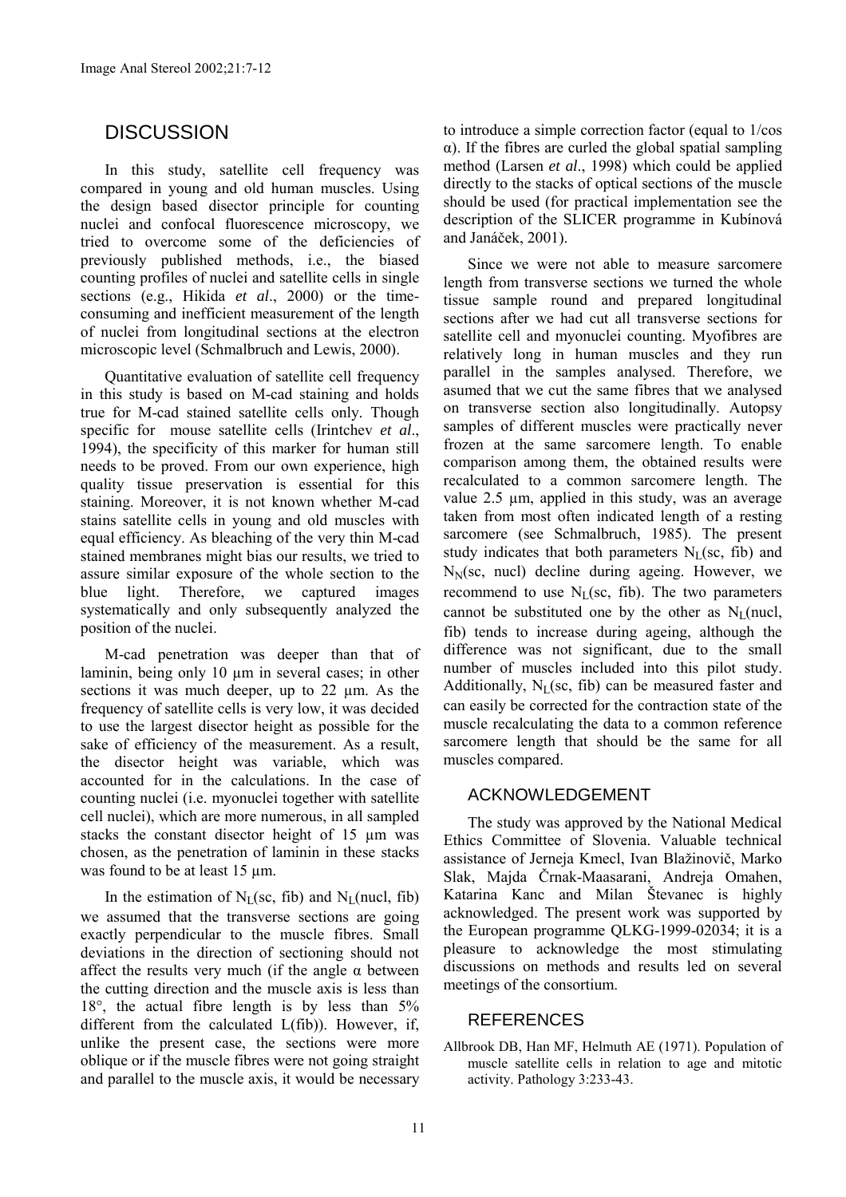## DISCUSSION

In this study, satellite cell frequency was compared in young and old human muscles. Using the design based disector principle for counting nuclei and confocal fluorescence microscopy, we tried to overcome some of the deficiencies of previously published methods, i.e., the biased counting profiles of nuclei and satellite cells in single sections (e.g., Hikida *et al*., 2000) or the time-consuming and inefficient measurement of the length of nuclei from longitudinal sections at the electron microscopic level (Schmalbruch and Lewis, 2000).

Quantitative evaluation of satellite cell frequency in this study is based on M-cad staining and holds true for M-cad stained satellite cells only. Though specific for mouse satellite cells (Irintchev *et al*., 1994), the specificity of this marker for human still needs to be proved. From our own experience, high quality tissue preservation is essential for this staining. Moreover, it is not known whether M-cad stains satellite cells in young and old muscles with equal efficiency. As bleaching of the very thin M-cad stained membranes might bias our results, we tried to assure similar exposure of the whole section to the blue light. Therefore, we captured images systematically and only subsequently analyzed the position of the nuclei.

M-cad penetration was deeper than that of laminin, being only 10 µm in several cases; in other sections it was much deeper, up to 22 µm. As the frequency of satellite cells is very low, it was decided to use the largest disector height as possible for the sake of efficiency of the measurement. As a result, the disector height was variable, which was accounted for in the calculations. In the case of counting nuclei (i.e. myonuclei together with satellite cell nuclei), which are more numerous, in all sampled stacks the constant disector height of 15 µm was chosen, as the penetration of laminin in these stacks was found to be at least 15 µm.

In the estimation of $N_L$(sc, fib) and $N_L$(nucl, fib) we assumed that the transverse sections are going exactly perpendicular to the muscle fibres. Small deviations in the direction of sectioning should not affect the results very much (if the angle $\alpha$ between the cutting direction and the muscle axis is less than 18°, the actual fibre length is by less than 5% different from the calculated L(fib)). However, if, unlike the present case, the sections were more oblique or if the muscle fibres were not going straight and parallel to the muscle axis, it would be necessary to introduce a simple correction factor (equal to $1/\cos \alpha$). If the fibres are curled the global spatial sampling method (Larsen *et al*., 1998) which could be applied directly to the stacks of optical sections of the muscle should be used (for practical implementation see the description of the SLICER programme in Kubínová and Janáček, 2001).

Since we were not able to measure sarcomere length from transverse sections we turned the whole tissue sample round and prepared longitudinal sections after we had cut all transverse sections for satellite cell and myonuclei counting. Myofibres are relatively long in human muscles and they run parallel in the samples analysed. Therefore, we asumed that we cut the same fibres that we analysed on transverse section also longitudinally. Autopsy samples of different muscles were practically never frozen at the same sarcomere length. To enable comparison among them, the obtained results were recalculated to a common sarcomere length. The value 2.5 µm, applied in this study, was an average taken from most often indicated length of a resting sarcomere (see Schmalbruch, 1985). The present study indicates that both parameters $N_L$(sc, fib) and $N_N$(sc, nucl) decline during ageing. However, we recommend to use $N_L$(sc, fib). The two parameters cannot be substituted one by the other as $N_L$(nucl, fib) tends to increase during ageing, although the difference was not significant, due to the small number of muscles included into this pilot study. Additionally, $N_L$(sc, fib) can be measured faster and can easily be corrected for the contraction state of the muscle recalculating the data to a common reference sarcomere length that should be the same for all muscles compared.

## ACKNOWLEDGEMENT

The study was approved by the National Medical Ethics Committee of Slovenia. Valuable technical assistance of Jerneja Kmecl, Ivan Blažinovič, Marko Slak, Majda Črnak-Maasarani, Andreja Omahen, Katarina Kanc and Milan Števanec is highly acknowledged. The present work was supported by the European programme QLKG-1999-02034; it is a pleasure to acknowledge the most stimulating discussions on methods and results led on several meetings of the consortium.

## REFERENCES

Allbrook DB, Han MF, Helmuth AE (1971). Population of muscle satellite cells in relation to age and mitotic activity. Pathology 3:233-43.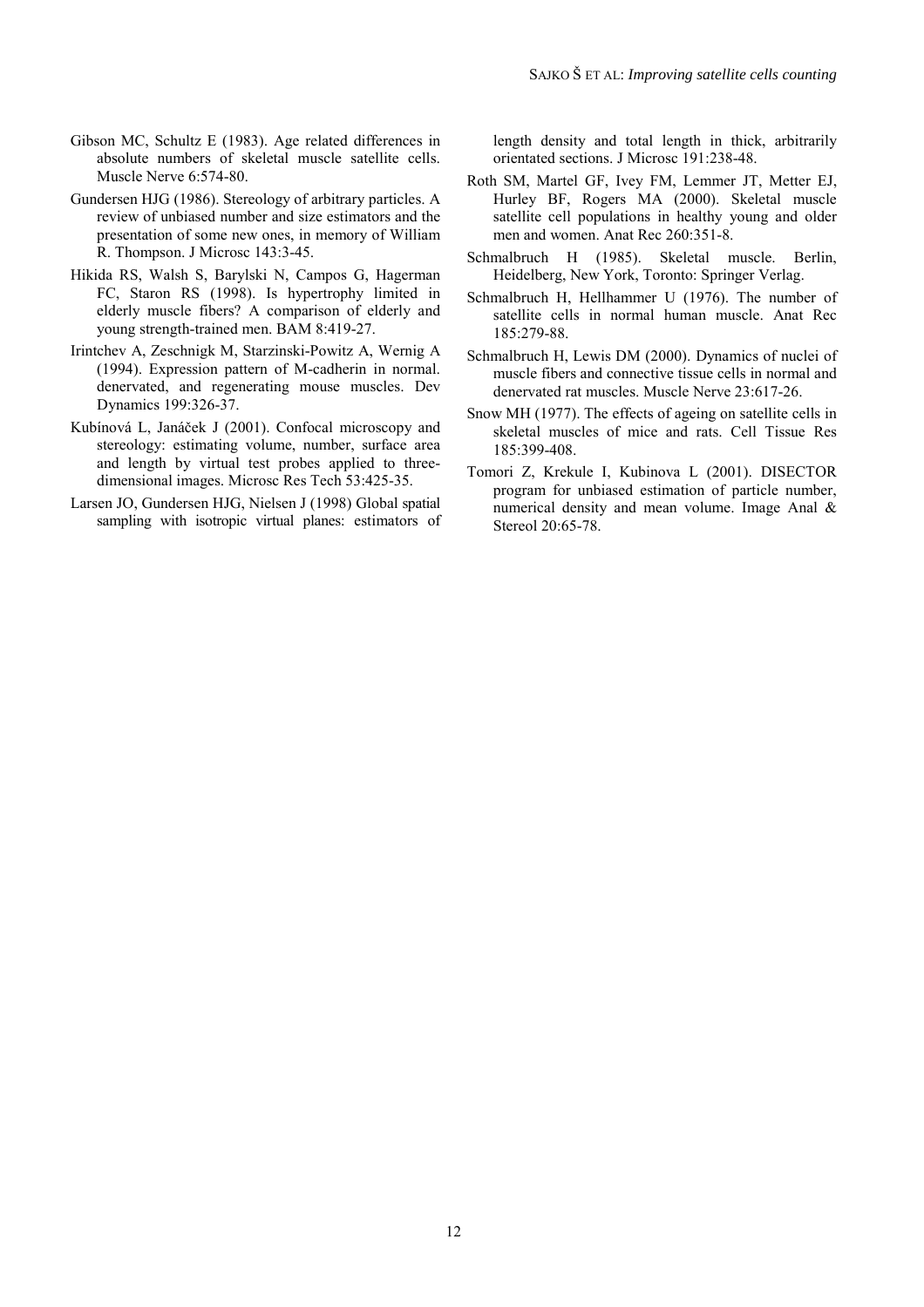Gibson MC, Schultz E (1983). Age related differences in absolute numbers of skeletal muscle satellite cells. Muscle Nerve 6:574-80.

Gundersen HJG (1986). Stereology of arbitrary particles. A review of unbiased number and size estimators and the presentation of some new ones, in memory of William R. Thompson. J Microsc 143:3-45.

Hikida RS, Walsh S, Barylski N, Campos G, Hagerman FC, Staron RS (1998). Is hypertrophy limited in elderly muscle fibers? A comparison of elderly and young strength-trained men. BAM 8:419-27.

Irintchev A, Zeschnigk M, Starzinski-Powitz A, Wernig A (1994). Expression pattern of M-cadherin in normal. denervated, and regenerating mouse muscles. Dev Dynamics 199:326-37.

Kubínová L, Janáček J (2001). Confocal microscopy and stereology: estimating volume, number, surface area and length by virtual test probes applied to three-dimensional images. Microsc Res Tech 53:425-35.

Larsen JO, Gundersen HJG, Nielsen J (1998) Global spatial sampling with isotropic virtual planes: estimators of length density and total length in thick, arbitrarily orientated sections. J Microsc 191:238-48.

Roth SM, Martel GF, Ivey FM, Lemmer JT, Metter EJ, Hurley BF, Rogers MA (2000). Skeletal muscle satellite cell populations in healthy young and older men and women. Anat Rec 260:351-8.

Schmalbruch H (1985). Skeletal muscle. Berlin, Heidelberg, New York, Toronto: Springer Verlag.

Schmalbruch H, Hellhammer U (1976). The number of satellite cells in normal human muscle. Anat Rec 185:279-88.

Schmalbruch H, Lewis DM (2000). Dynamics of nuclei of muscle fibers and connective tissue cells in normal and denervated rat muscles. Muscle Nerve 23:617-26.

Snow MH (1977). The effects of ageing on satellite cells in skeletal muscles of mice and rats. Cell Tissue Res 185:399-408.

Tomori Z, Krekule I, Kubinova L (2001). DISECTOR program for unbiased estimation of particle number, numerical density and mean volume. Image Anal & Stereol 20:65-78.